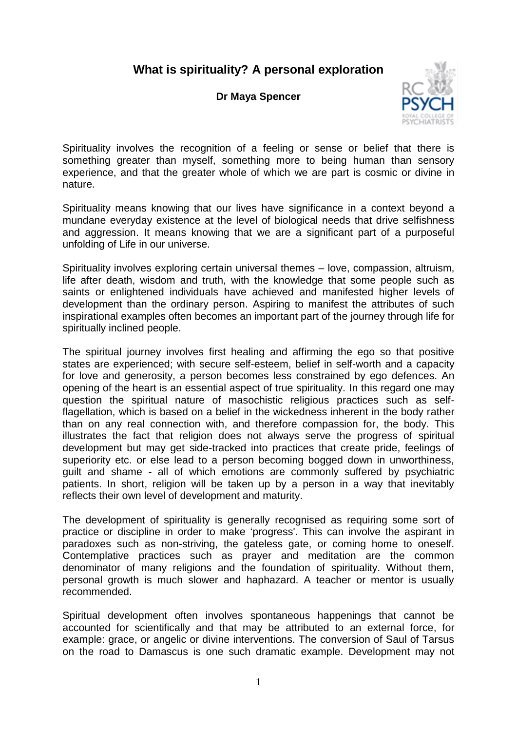# What is spirituality? A personal exploration

**Dr Maya Spencer**

Spirituality involves the recognition of a feeling or sense or belief that there is something greater than myself, something more to being human than sensory experience, and that the greater whole of which we are part is cosmic or divine in nature.

Spirituality means knowing that our lives have significance in a context beyond a mundane everyday existence at the level of biological needs that drive selfishness and aggression. It means knowing that we are a significant part of a purposeful unfolding of Life in our universe.

Spirituality involves exploring certain universal themes – love, compassion, altruism, life after death, wisdom and truth, with the knowledge that some people such as saints or enlightened individuals have achieved and manifested higher levels of development than the ordinary person. Aspiring to manifest the attributes of such inspirational examples often becomes an important part of the journey through life for spiritually inclined people.

The spiritual journey involves first healing and affirming the ego so that positive states are experienced; with secure self-esteem, belief in self-worth and a capacity for love and generosity, a person becomes less constrained by ego defences. An opening of the heart is an essential aspect of true spirituality. In this regard one may question the spiritual nature of masochistic religious practices such as self-flagellation, which is based on a belief in the wickedness inherent in the body rather than on any real connection with, and therefore compassion for, the body. This illustrates the fact that religion does not always serve the progress of spiritual development but may get side-tracked into practices that create pride, feelings of superiority etc. or else lead to a person becoming bogged down in unworthiness, guilt and shame - all of which emotions are commonly suffered by psychiatric patients. In short, religion will be taken up by a person in a way that inevitably reflects their own level of development and maturity.

The development of spirituality is generally recognised as requiring some sort of practice or discipline in order to make 'progress'. This can involve the aspirant in paradoxes such as non-striving, the gateless gate, or coming home to oneself. Contemplative practices such as prayer and meditation are the common denominator of many religions and the foundation of spirituality. Without them, personal growth is much slower and haphazard. A teacher or mentor is usually recommended.

Spiritual development often involves spontaneous happenings that cannot be accounted for scientifically and that may be attributed to an external force, for example: grace, or angelic or divine interventions. The conversion of Saul of Tarsus on the road to Damascus is one such dramatic example. Development may not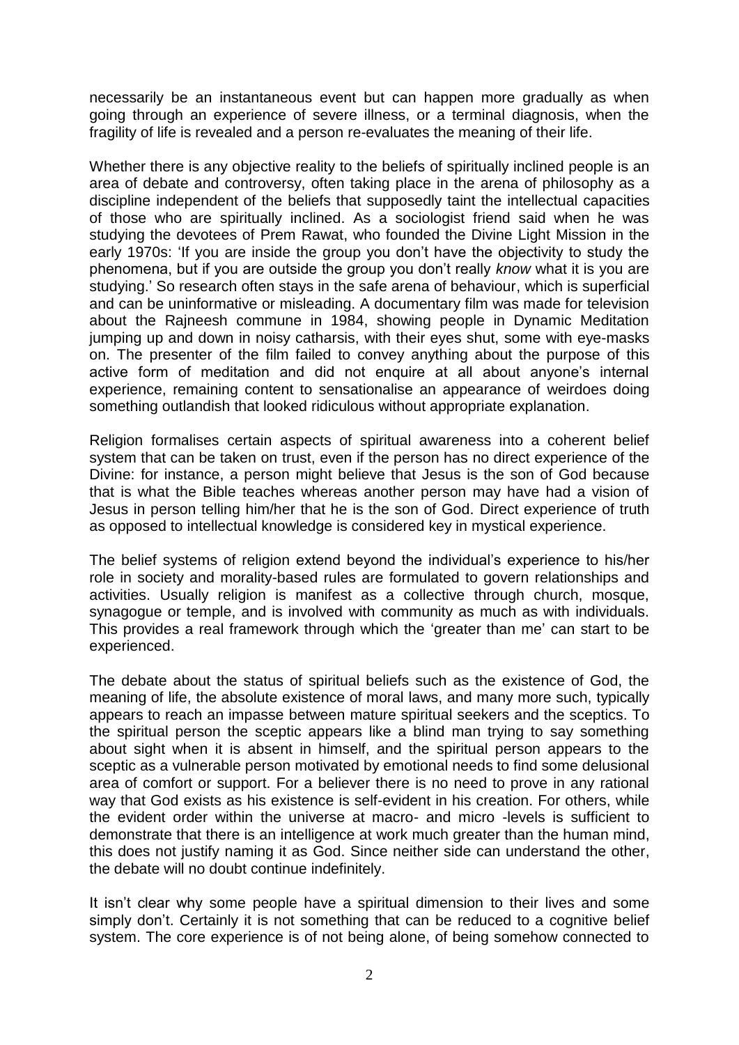necessarily be an instantaneous event but can happen more gradually as when going through an experience of severe illness, or a terminal diagnosis, when the fragility of life is revealed and a person re-evaluates the meaning of their life.

Whether there is any objective reality to the beliefs of spiritually inclined people is an area of debate and controversy, often taking place in the arena of philosophy as a discipline independent of the beliefs that supposedly taint the intellectual capacities of those who are spiritually inclined. As a sociologist friend said when he was studying the devotees of Prem Rawat, who founded the Divine Light Mission in the early 1970s: 'If you are inside the group you don't have the objectivity to study the phenomena, but if you are outside the group you don't really *know* what it is you are studying.' So research often stays in the safe arena of behaviour, which is superficial and can be uninformative or misleading. A documentary film was made for television about the Rajneesh commune in 1984, showing people in Dynamic Meditation jumping up and down in noisy catharsis, with their eyes shut, some with eye-masks on. The presenter of the film failed to convey anything about the purpose of this active form of meditation and did not enquire at all about anyone's internal experience, remaining content to sensationalise an appearance of weirdoes doing something outlandish that looked ridiculous without appropriate explanation.

Religion formalises certain aspects of spiritual awareness into a coherent belief system that can be taken on trust, even if the person has no direct experience of the Divine: for instance, a person might believe that Jesus is the son of God because that is what the Bible teaches whereas another person may have had a vision of Jesus in person telling him/her that he is the son of God. Direct experience of truth as opposed to intellectual knowledge is considered key in mystical experience.

The belief systems of religion extend beyond the individual's experience to his/her role in society and morality-based rules are formulated to govern relationships and activities. Usually religion is manifest as a collective through church, mosque, synagogue or temple, and is involved with community as much as with individuals. This provides a real framework through which the 'greater than me' can start to be experienced.

The debate about the status of spiritual beliefs such as the existence of God, the meaning of life, the absolute existence of moral laws, and many more such, typically appears to reach an impasse between mature spiritual seekers and the sceptics. To the spiritual person the sceptic appears like a blind man trying to say something about sight when it is absent in himself, and the spiritual person appears to the sceptic as a vulnerable person motivated by emotional needs to find some delusional area of comfort or support. For a believer there is no need to prove in any rational way that God exists as his existence is self-evident in his creation. For others, while the evident order within the universe at macro- and micro -levels is sufficient to demonstrate that there is an intelligence at work much greater than the human mind, this does not justify naming it as God. Since neither side can understand the other, the debate will no doubt continue indefinitely.

It isn't clear why some people have a spiritual dimension to their lives and some simply don't. Certainly it is not something that can be reduced to a cognitive belief system. The core experience is of not being alone, of being somehow connected to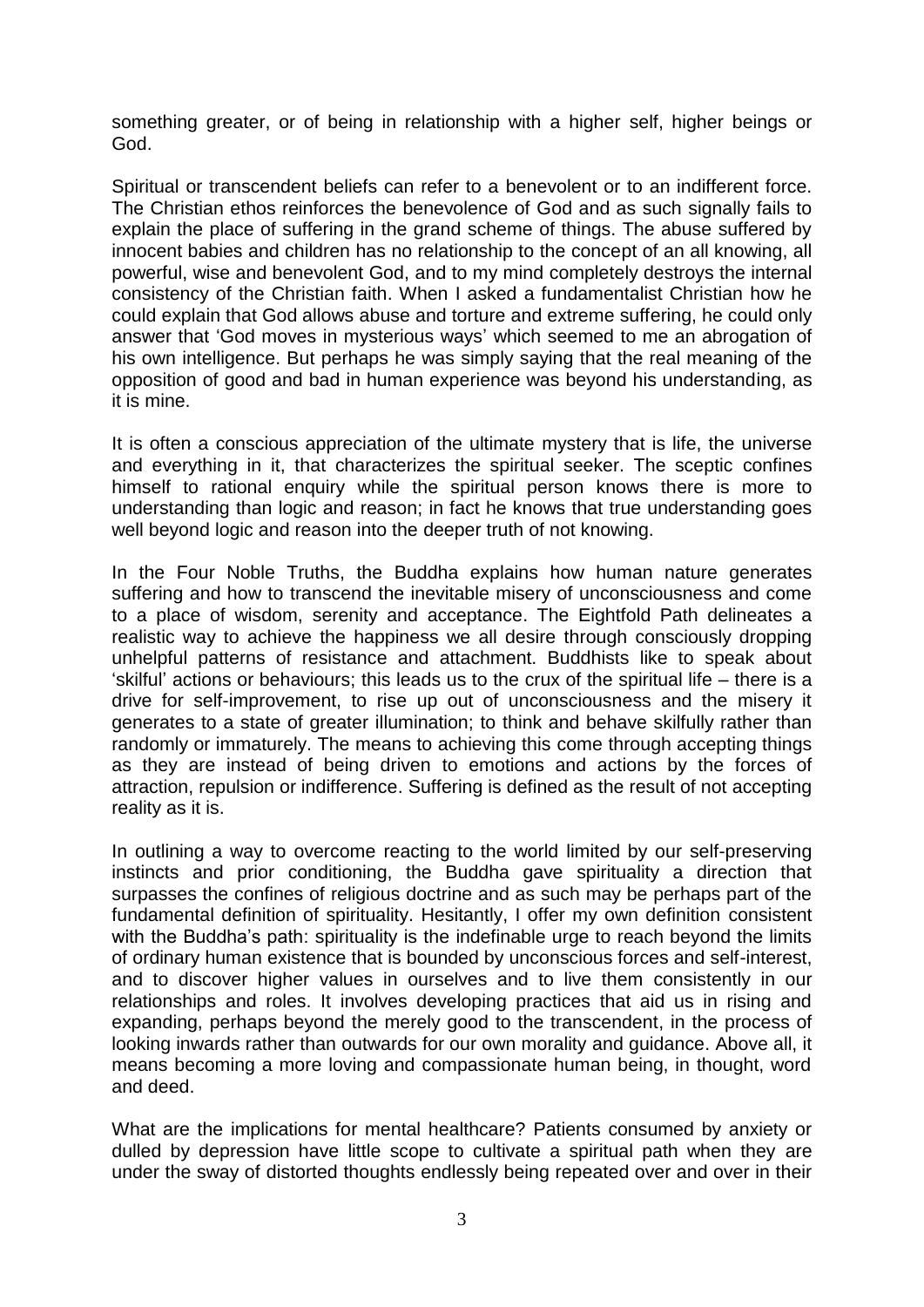something greater, or of being in relationship with a higher self, higher beings or God.

Spiritual or transcendent beliefs can refer to a benevolent or to an indifferent force. The Christian ethos reinforces the benevolence of God and as such signally fails to explain the place of suffering in the grand scheme of things. The abuse suffered by innocent babies and children has no relationship to the concept of an all knowing, all powerful, wise and benevolent God, and to my mind completely destroys the internal consistency of the Christian faith. When I asked a fundamentalist Christian how he could explain that God allows abuse and torture and extreme suffering, he could only answer that 'God moves in mysterious ways' which seemed to me an abrogation of his own intelligence. But perhaps he was simply saying that the real meaning of the opposition of good and bad in human experience was beyond his understanding, as it is mine.

It is often a conscious appreciation of the ultimate mystery that is life, the universe and everything in it, that characterizes the spiritual seeker. The sceptic confines himself to rational enquiry while the spiritual person knows there is more to understanding than logic and reason; in fact he knows that true understanding goes well beyond logic and reason into the deeper truth of not knowing.

In the Four Noble Truths, the Buddha explains how human nature generates suffering and how to transcend the inevitable misery of unconsciousness and come to a place of wisdom, serenity and acceptance. The Eightfold Path delineates a realistic way to achieve the happiness we all desire through consciously dropping unhelpful patterns of resistance and attachment. Buddhists like to speak about 'skilful' actions or behaviours; this leads us to the crux of the spiritual life – there is a drive for self-improvement, to rise up out of unconsciousness and the misery it generates to a state of greater illumination; to think and behave skilfully rather than randomly or immaturely. The means to achieving this come through accepting things as they are instead of being driven to emotions and actions by the forces of attraction, repulsion or indifference. Suffering is defined as the result of not accepting reality as it is.

In outlining a way to overcome reacting to the world limited by our self-preserving instincts and prior conditioning, the Buddha gave spirituality a direction that surpasses the confines of religious doctrine and as such may be perhaps part of the fundamental definition of spirituality. Hesitantly, I offer my own definition consistent with the Buddha's path: spirituality is the indefinable urge to reach beyond the limits of ordinary human existence that is bounded by unconscious forces and self-interest, and to discover higher values in ourselves and to live them consistently in our relationships and roles. It involves developing practices that aid us in rising and expanding, perhaps beyond the merely good to the transcendent, in the process of looking inwards rather than outwards for our own morality and guidance. Above all, it means becoming a more loving and compassionate human being, in thought, word and deed.

What are the implications for mental healthcare? Patients consumed by anxiety or dulled by depression have little scope to cultivate a spiritual path when they are under the sway of distorted thoughts endlessly being repeated over and over in their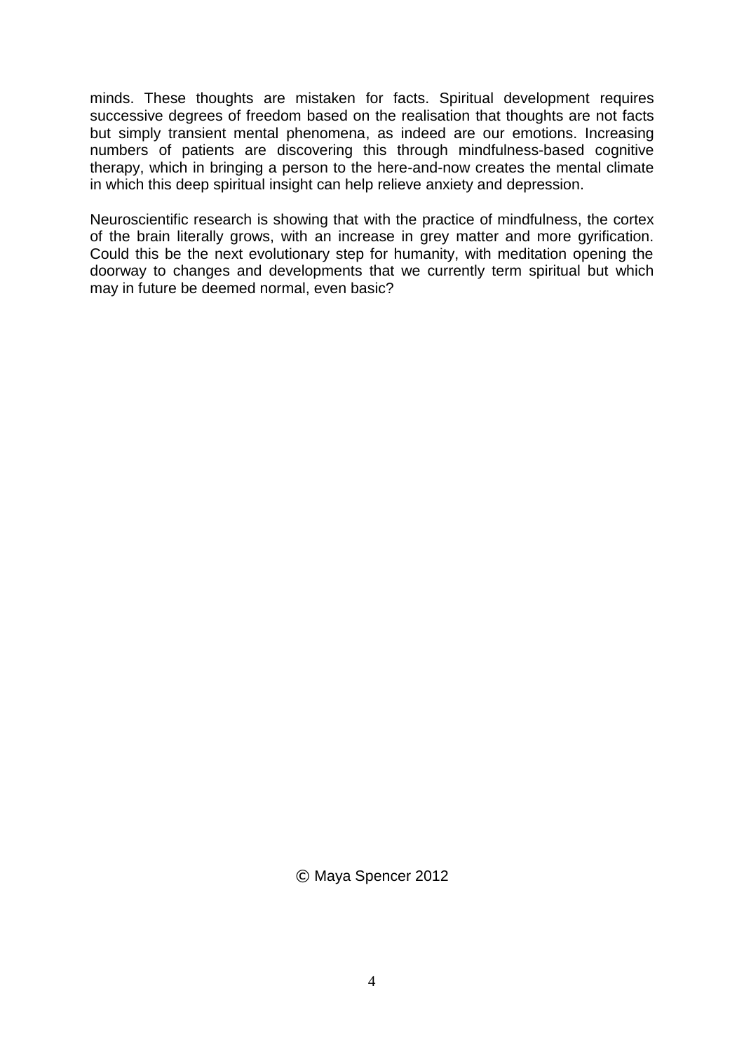minds. These thoughts are mistaken for facts. Spiritual development requires successive degrees of freedom based on the realisation that thoughts are not facts but simply transient mental phenomena, as indeed are our emotions. Increasing numbers of patients are discovering this through mindfulness-based cognitive therapy, which in bringing a person to the here-and-now creates the mental climate in which this deep spiritual insight can help relieve anxiety and depression.

Neuroscientific research is showing that with the practice of mindfulness, the cortex of the brain literally grows, with an increase in grey matter and more gyrification. Could this be the next evolutionary step for humanity, with meditation opening the doorway to changes and developments that we currently term spiritual but which may in future be deemed normal, even basic?

© Maya Spencer 2012